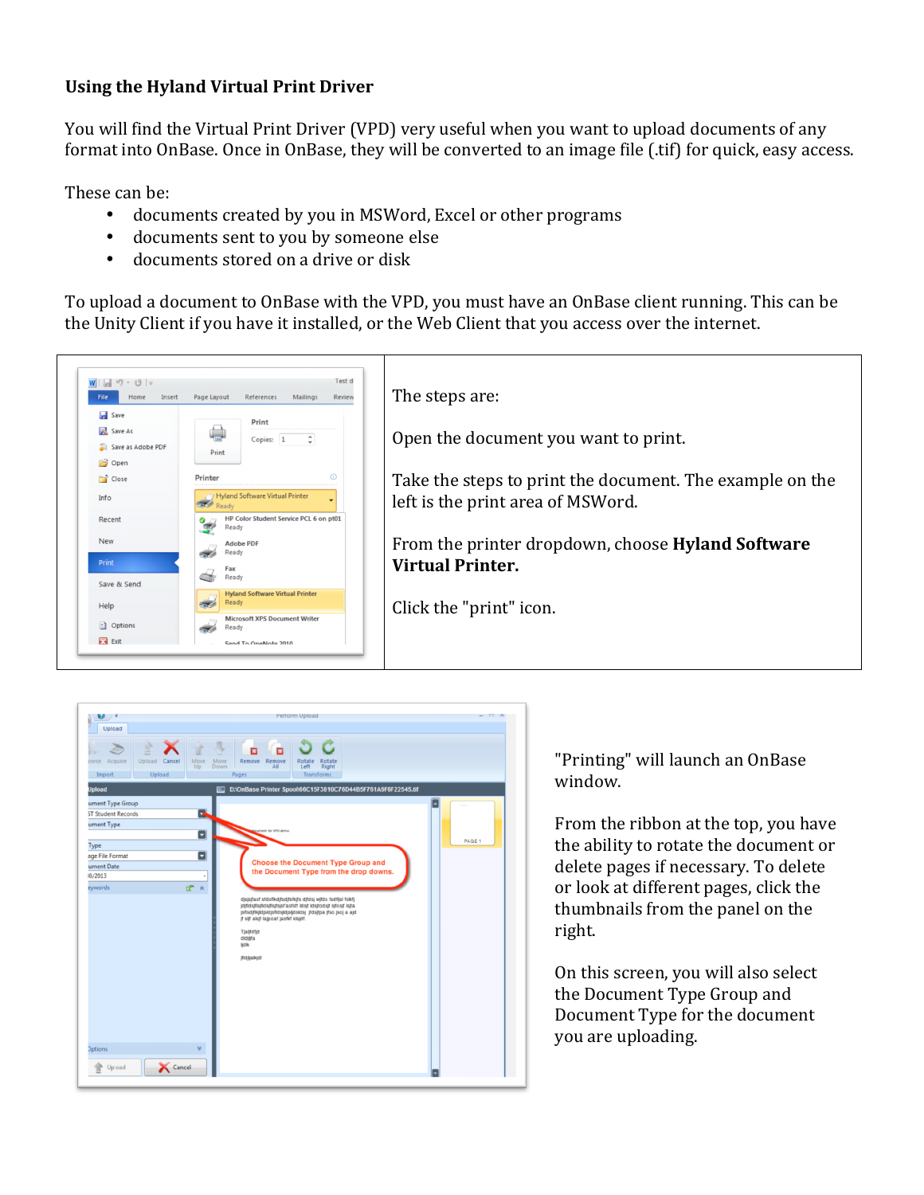**Using the Hyland Virtual Print Driver**

You will find the Virtual Print Driver (VPD) very useful when you want to upload documents of any format into OnBase. Once in OnBase, they will be converted to an image file (.tif) for quick, easy access.

These can be:

- documents created by you in MSWord, Excel or other programs
- documents sent to you by someone else
- documents stored on a drive or disk

To upload a document to OnBase with the VPD, you must have an OnBase client running. This can be the Unity Client if you have it installed, or the Web Client that you access over the internet.

The steps are:

Open the document you want to print.

Take the steps to print the document. The example on the left is the print area of MSWord.

From the printer dropdown, choose **Hyland Software Virtual Printer.**

Click the "print" icon.

"Printing" will launch an OnBase window.

From the ribbon at the top, you have the ability to rotate the document or delete pages if necessary. To delete or look at different pages, click the thumbnails from the panel on the right.

On this screen, you will also select the Document Type Group and Document Type for the document you are uploading.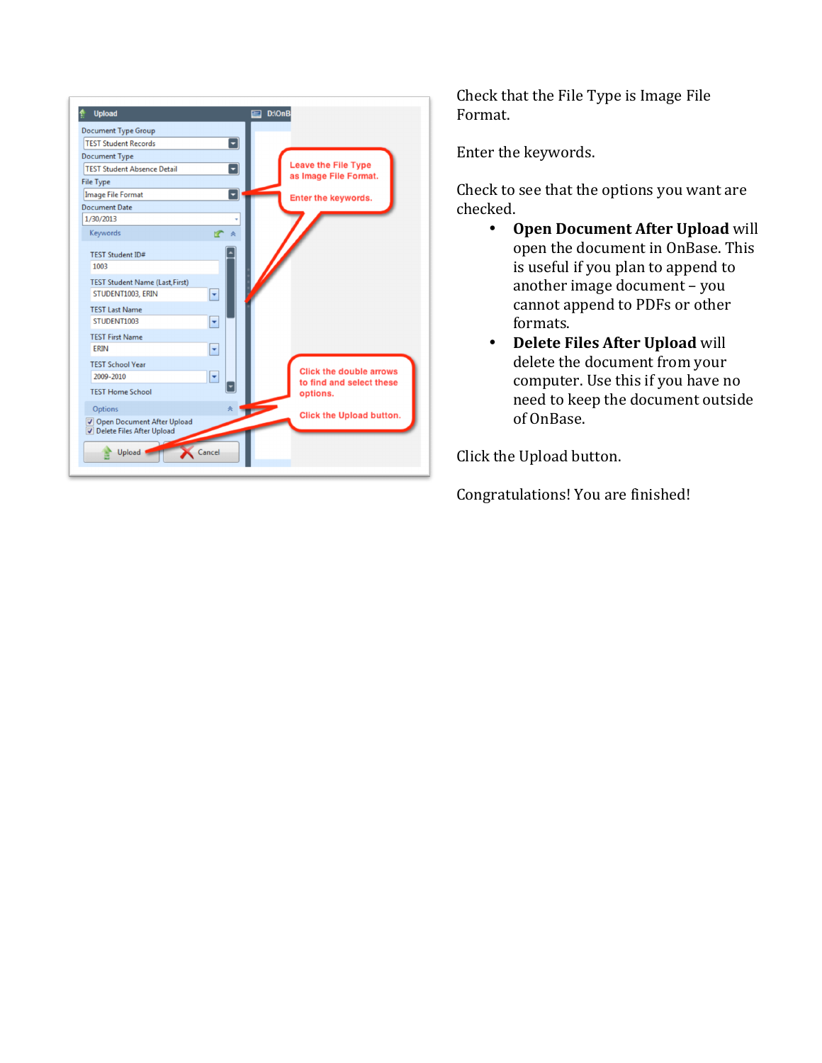Check that the File Type is Image File Format.

Enter the keywords.

Check to see that the options you want are checked.

- **Open Document After Upload** will open the document in OnBase. This is useful if you plan to append to another image document – you cannot append to PDFs or other formats.
- **Delete Files After Upload** will delete the document from your computer. Use this if you have no need to keep the document outside of OnBase.

Click the Upload button.

Congratulations! You are finished!